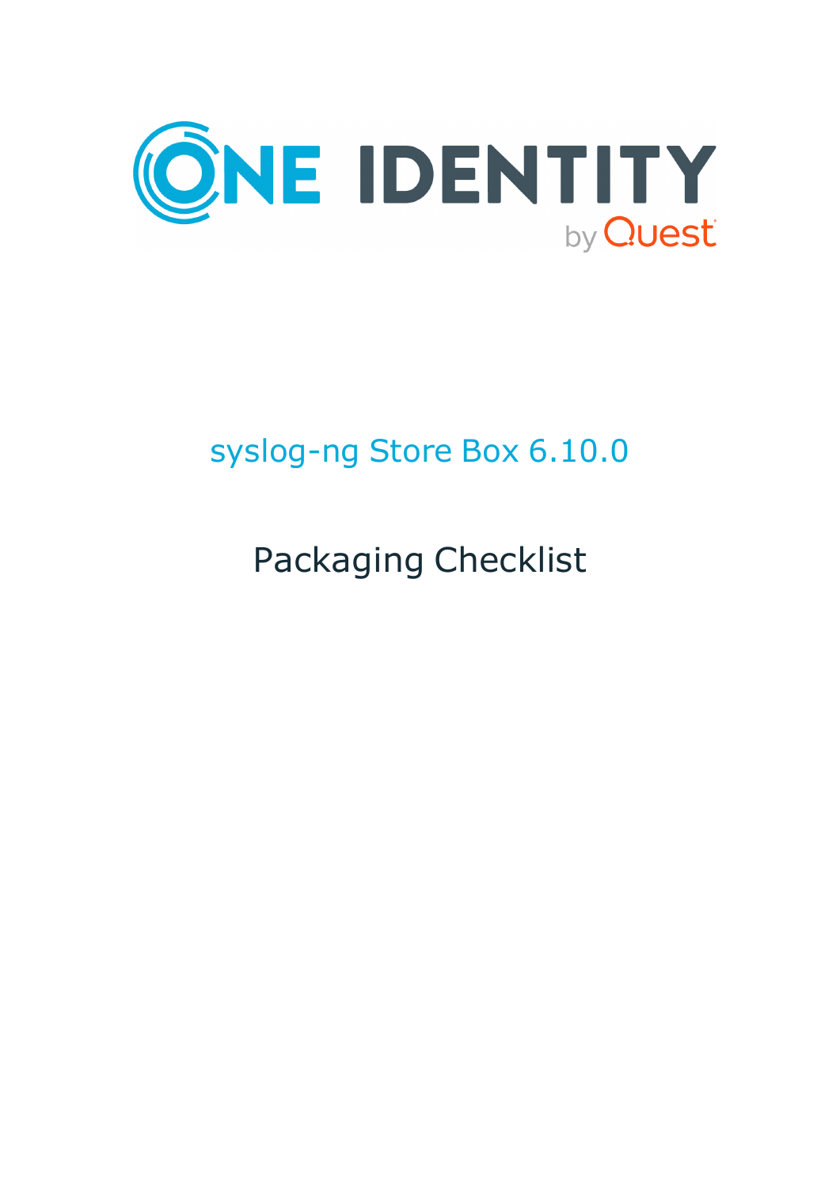# syslog-ng Store Box 6.10.0

## Packaging Checklist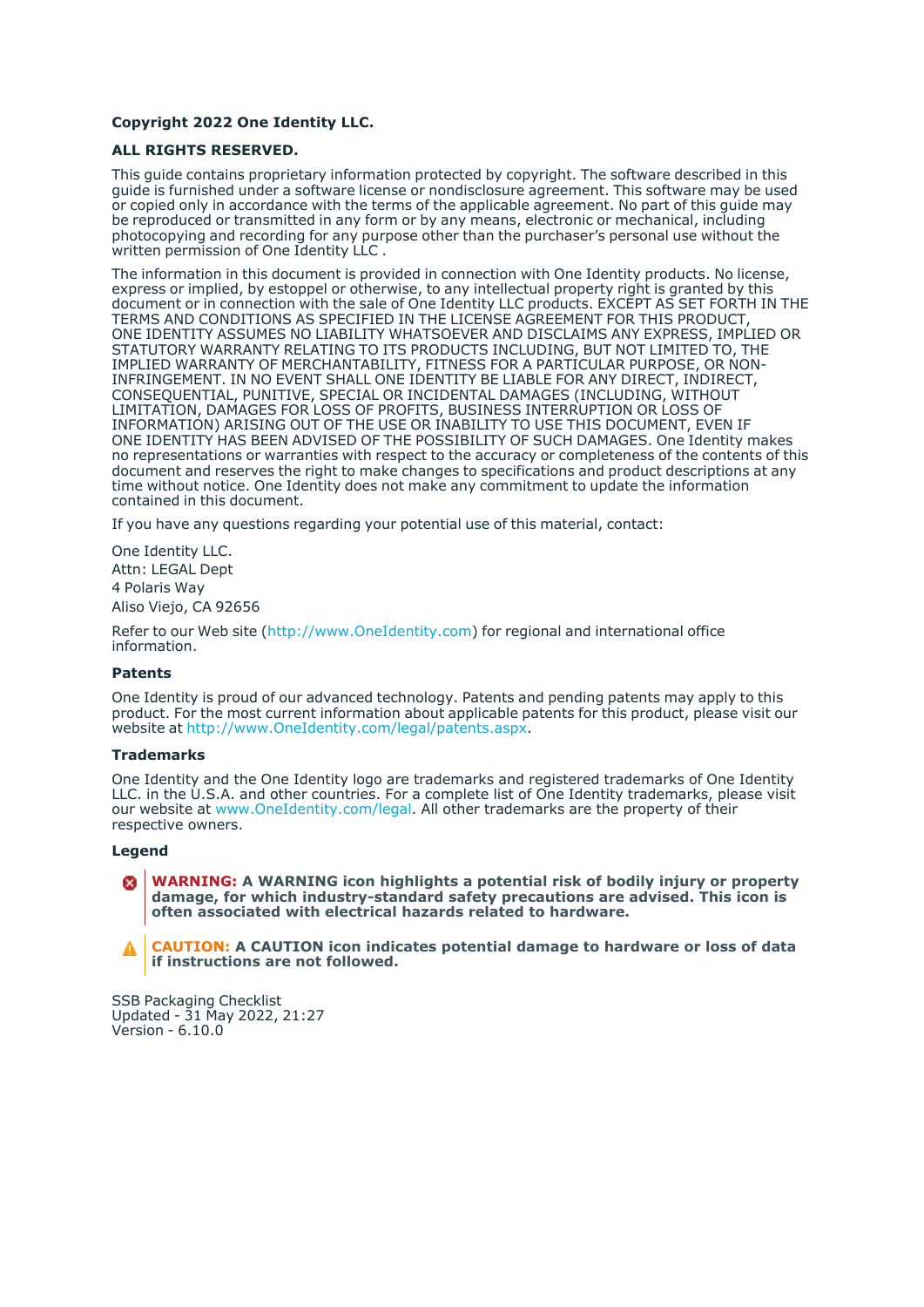**Copyright 2022 One Identity LLC.**

**ALL RIGHTS RESERVED.**

This guide contains proprietary information protected by copyright. The software described in this guide is furnished under a software license or nondisclosure agreement. This software may be used or copied only in accordance with the terms of the applicable agreement. No part of this guide may be reproduced or transmitted in any form or by any means, electronic or mechanical, including photocopying and recording for any purpose other than the purchaser's personal use without the written permission of One Identity LLC .

The information in this document is provided in connection with One Identity products. No license, express or implied, by estoppel or otherwise, to any intellectual property right is granted by this document or in connection with the sale of One Identity LLC products. EXCEPT AS SET FORTH IN THE TERMS AND CONDITIONS AS SPECIFIED IN THE LICENSE AGREEMENT FOR THIS PRODUCT, ONE IDENTITY ASSUMES NO LIABILITY WHATSOEVER AND DISCLAIMS ANY EXPRESS, IMPLIED OR STATUTORY WARRANTY RELATING TO ITS PRODUCTS INCLUDING, BUT NOT LIMITED TO, THE IMPLIED WARRANTY OF MERCHANTABILITY, FITNESS FOR A PARTICULAR PURPOSE, OR NON-INFRINGEMENT. IN NO EVENT SHALL ONE IDENTITY BE LIABLE FOR ANY DIRECT, INDIRECT, CONSEQUENTIAL, PUNITIVE, SPECIAL OR INCIDENTAL DAMAGES (INCLUDING, WITHOUT LIMITATION, DAMAGES FOR LOSS OF PROFITS, BUSINESS INTERRUPTION OR LOSS OF INFORMATION) ARISING OUT OF THE USE OR INABILITY TO USE THIS DOCUMENT, EVEN IF ONE IDENTITY HAS BEEN ADVISED OF THE POSSIBILITY OF SUCH DAMAGES. One Identity makes no representations or warranties with respect to the accuracy or completeness of the contents of this document and reserves the right to make changes to specifications and product descriptions at any time without notice. One Identity does not make any commitment to update the information contained in this document.

If you have any questions regarding your potential use of this material, contact:

One Identity LLC.
Attn: LEGAL Dept
4 Polaris Way
Aliso Viejo, CA 92656

Refer to our Web site (http://www.OneIdentity.com) for regional and international office information.

### Patents

One Identity is proud of our advanced technology. Patents and pending patents may apply to this product. For the most current information about applicable patents for this product, please visit our website at http://www.OneIdentity.com/legal/patents.aspx.

### Trademarks

One Identity and the One Identity logo are trademarks and registered trademarks of One Identity LLC. in the U.S.A. and other countries. For a complete list of One Identity trademarks, please visit our website at www.OneIdentity.com/legal. All other trademarks are the property of their respective owners.

### Legend

**WARNING: A WARNING icon highlights a potential risk of bodily injury or property damage, for which industry-standard safety precautions are advised. This icon is often associated with electrical hazards related to hardware.**

**CAUTION: A CAUTION icon indicates potential damage to hardware or loss of data if instructions are not followed.**

SSB Packaging Checklist
Updated - 31 May 2022, 21:27
Version - 6.10.0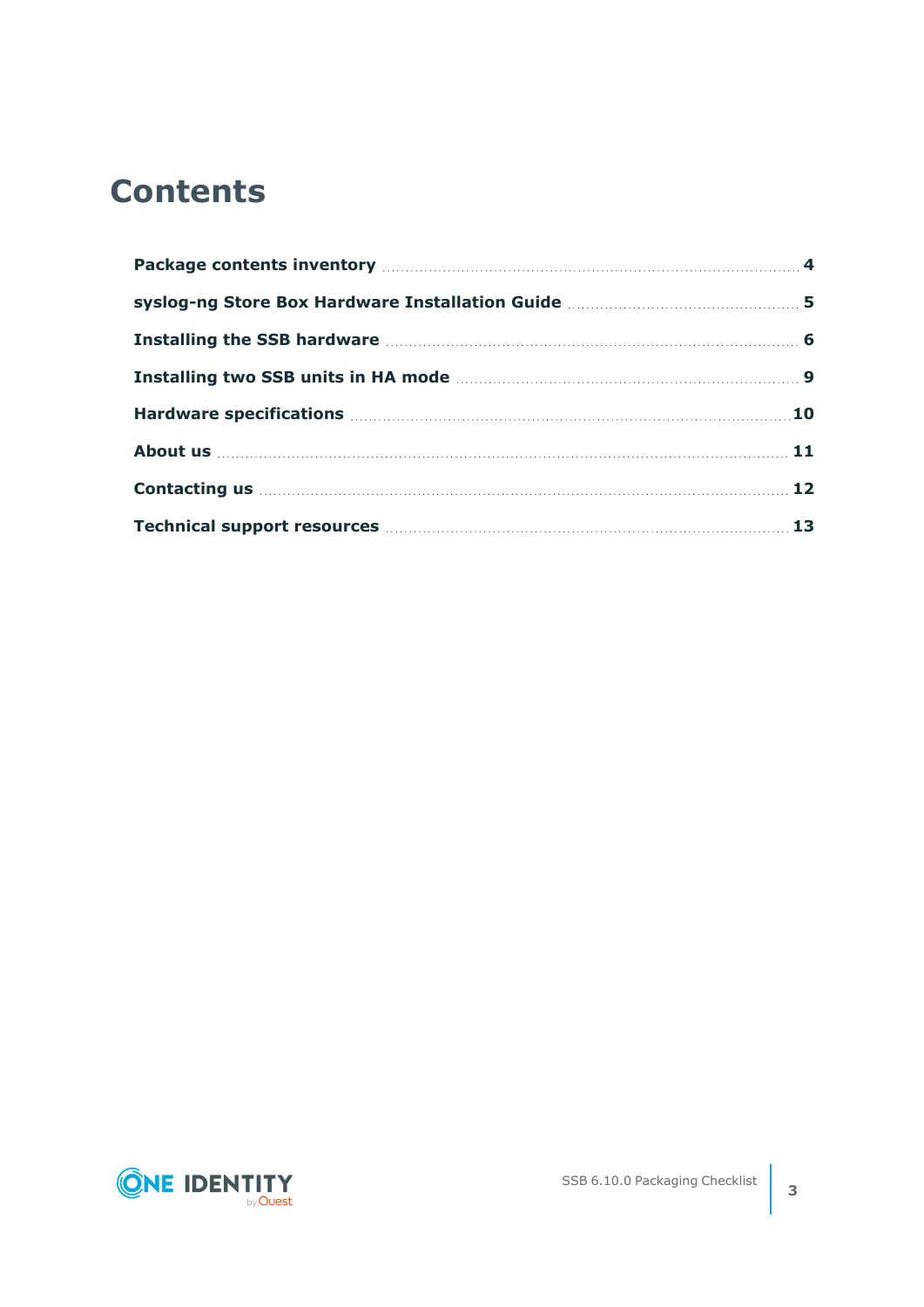# Contents

| | |
|---|---|
| **Package contents inventory** | **4** |
| **syslog-ng Store Box Hardware Installation Guide** | **5** |
| **Installing the SSB hardware** | **6** |
| **Installing two SSB units in HA mode** | **9** |
| **Hardware specifications** | **10** |
| **About us** | **11** |
| **Contacting us** | **12** |
| **Technical support resources** | **13** |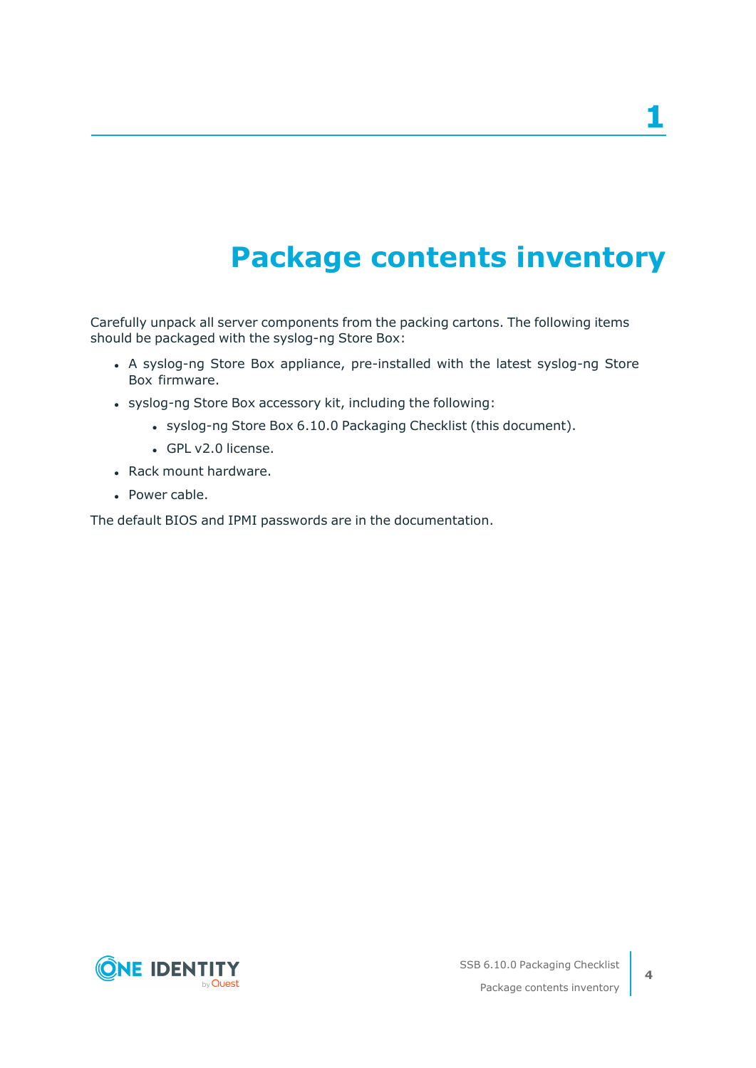# 1 Package contents inventory

Carefully unpack all server components from the packing cartons. The following items should be packaged with the syslog-ng Store Box:

- A syslog-ng Store Box appliance, pre-installed with the latest syslog-ng Store Box firmware.
- syslog-ng Store Box accessory kit, including the following:
  - syslog-ng Store Box 6.10.0 Packaging Checklist (this document).
  - GPL v2.0 license.
- Rack mount hardware.
- Power cable.

The default BIOS and IPMI passwords are in the documentation.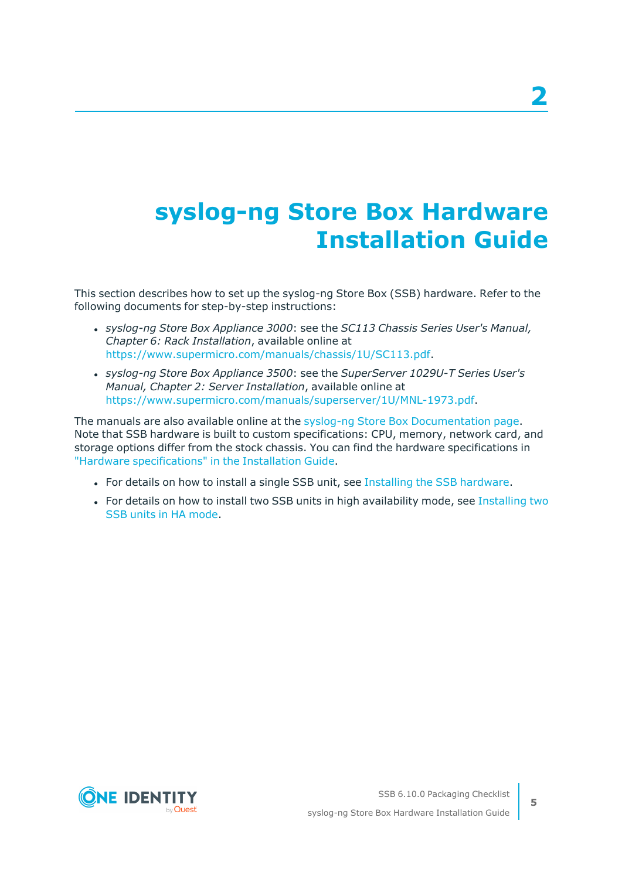# 2

# syslog-ng Store Box Hardware Installation Guide

This section describes how to set up the syslog-ng Store Box (SSB) hardware. Refer to the following documents for step-by-step instructions:

- *syslog-ng Store Box Appliance 3000*: see the *SC113 Chassis Series User's Manual, Chapter 6: Rack Installation*, available online at https://www.supermicro.com/manuals/chassis/1U/SC113.pdf.
- *syslog-ng Store Box Appliance 3500*: see the *SuperServer 1029U-T Series User's Manual, Chapter 2: Server Installation*, available online at https://www.supermicro.com/manuals/superserver/1U/MNL-1973.pdf.

The manuals are also available online at the syslog-ng Store Box Documentation page. Note that SSB hardware is built to custom specifications: CPU, memory, network card, and storage options differ from the stock chassis. You can find the hardware specifications in "Hardware specifications" in the Installation Guide.

- For details on how to install a single SSB unit, see Installing the SSB hardware.
- For details on how to install two SSB units in high availability mode, see Installing two SSB units in HA mode.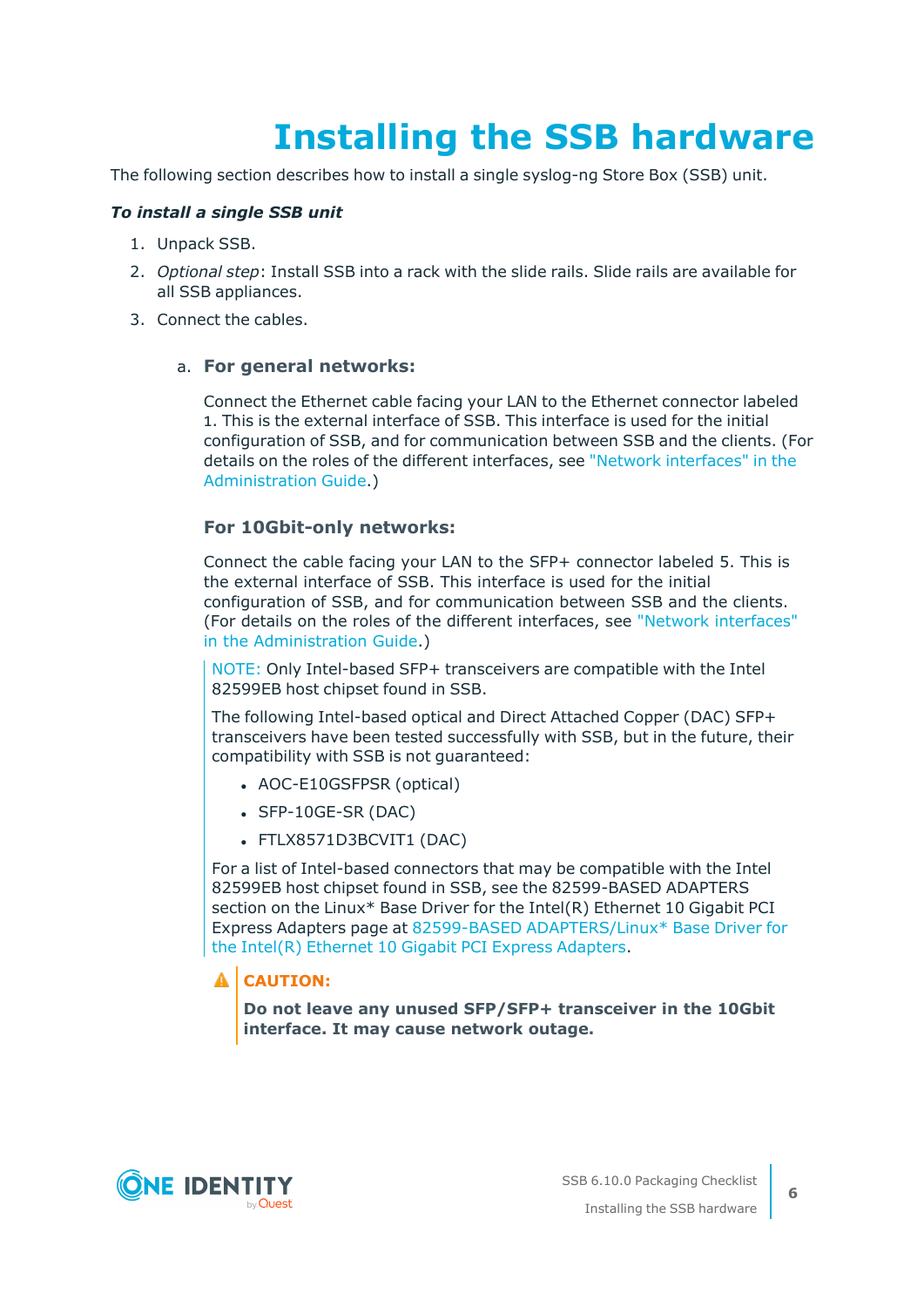# Installing the SSB hardware

The following section describes how to install a single syslog-ng Store Box (SSB) unit.

***To install a single SSB unit***

1. Unpack SSB.
2. *Optional step*: Install SSB into a rack with the slide rails. Slide rails are available for all SSB appliances.
3. Connect the cables.

    a. **For general networks:**

    Connect the Ethernet cable facing your LAN to the Ethernet connector labeled 1. This is the external interface of SSB. This interface is used for the initial configuration of SSB, and for communication between SSB and the clients. (For details on the roles of the different interfaces, see "Network interfaces" in the Administration Guide.)

    **For 10Gbit-only networks:**

    Connect the cable facing your LAN to the SFP+ connector labeled 5. This is the external interface of SSB. This interface is used for the initial configuration of SSB, and for communication between SSB and the clients. (For details on the roles of the different interfaces, see "Network interfaces" in the Administration Guide.)

    > NOTE: Only Intel-based SFP+ transceivers are compatible with the Intel 82599EB host chipset found in SSB.
    >
    > The following Intel-based optical and Direct Attached Copper (DAC) SFP+ transceivers have been tested successfully with SSB, but in the future, their compatibility with SSB is not guaranteed:
    >
    > - AOC-E10GSFPSR (optical)
    > - SFP-10GE-SR (DAC)
    > - FTLX8571D3BCVIT1 (DAC)
    >
    > For a list of Intel-based connectors that may be compatible with the Intel 82599EB host chipset found in SSB, see the 82599-BASED ADAPTERS section on the Linux* Base Driver for the Intel(R) Ethernet 10 Gigabit PCI Express Adapters page at 82599-BASED ADAPTERS/Linux* Base Driver for the Intel(R) Ethernet 10 Gigabit PCI Express Adapters.

    > **CAUTION:**
    >
    > **Do not leave any unused SFP/SFP+ transceiver in the 10Gbit interface. It may cause network outage.**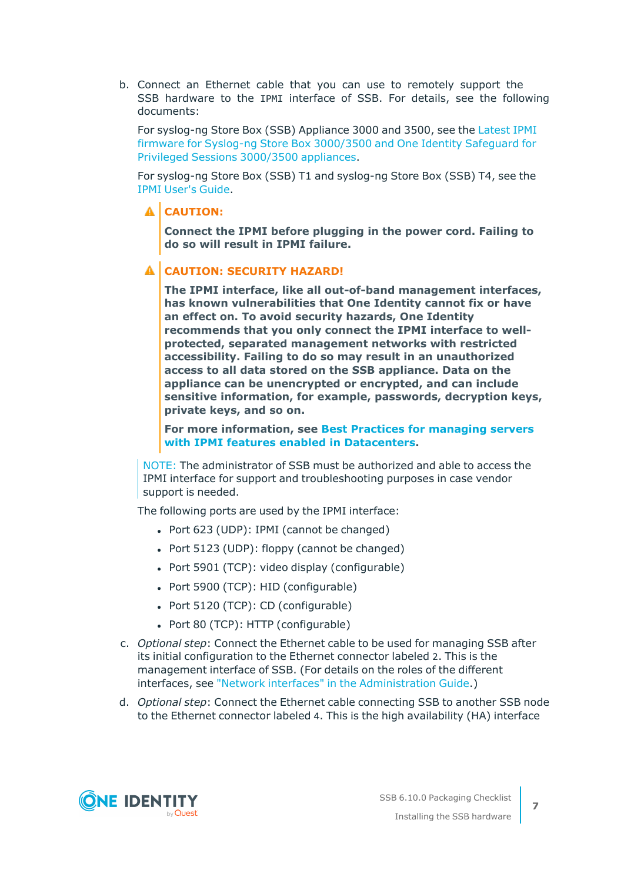b. Connect an Ethernet cable that you can use to remotely support the SSB hardware to the IPMI interface of SSB. For details, see the following documents:

   For syslog-ng Store Box (SSB) Appliance 3000 and 3500, see the Latest IPMI firmware for Syslog-ng Store Box 3000/3500 and One Identity Safeguard for Privileged Sessions 3000/3500 appliances.

   For syslog-ng Store Box (SSB) T1 and syslog-ng Store Box (SSB) T4, see the IPMI User's Guide.

   > **CAUTION:**
   >
   > **Connect the IPMI before plugging in the power cord. Failing to do so will result in IPMI failure.**

   > **CAUTION: SECURITY HAZARD!**
   >
   > **The IPMI interface, like all out-of-band management interfaces, has known vulnerabilities that One Identity cannot fix or have an effect on. To avoid security hazards, One Identity recommends that you only connect the IPMI interface to well-protected, separated management networks with restricted accessibility. Failing to do so may result in an unauthorized access to all data stored on the SSB appliance. Data on the appliance can be unencrypted or encrypted, and can include sensitive information, for example, passwords, decryption keys, private keys, and so on.**
   >
   > **For more information, see Best Practices for managing servers with IPMI features enabled in Datacenters.**

   > NOTE: The administrator of SSB must be authorized and able to access the IPMI interface for support and troubleshooting purposes in case vendor support is needed.

   The following ports are used by the IPMI interface:

   - Port 623 (UDP): IPMI (cannot be changed)
   - Port 5123 (UDP): floppy (cannot be changed)
   - Port 5901 (TCP): video display (configurable)
   - Port 5900 (TCP): HID (configurable)
   - Port 5120 (TCP): CD (configurable)
   - Port 80 (TCP): HTTP (configurable)

c. *Optional step*: Connect the Ethernet cable to be used for managing SSB after its initial configuration to the Ethernet connector labeled 2. This is the management interface of SSB. (For details on the roles of the different interfaces, see "Network interfaces" in the Administration Guide.)

d. *Optional step*: Connect the Ethernet cable connecting SSB to another SSB node to the Ethernet connector labeled 4. This is the high availability (HA) interface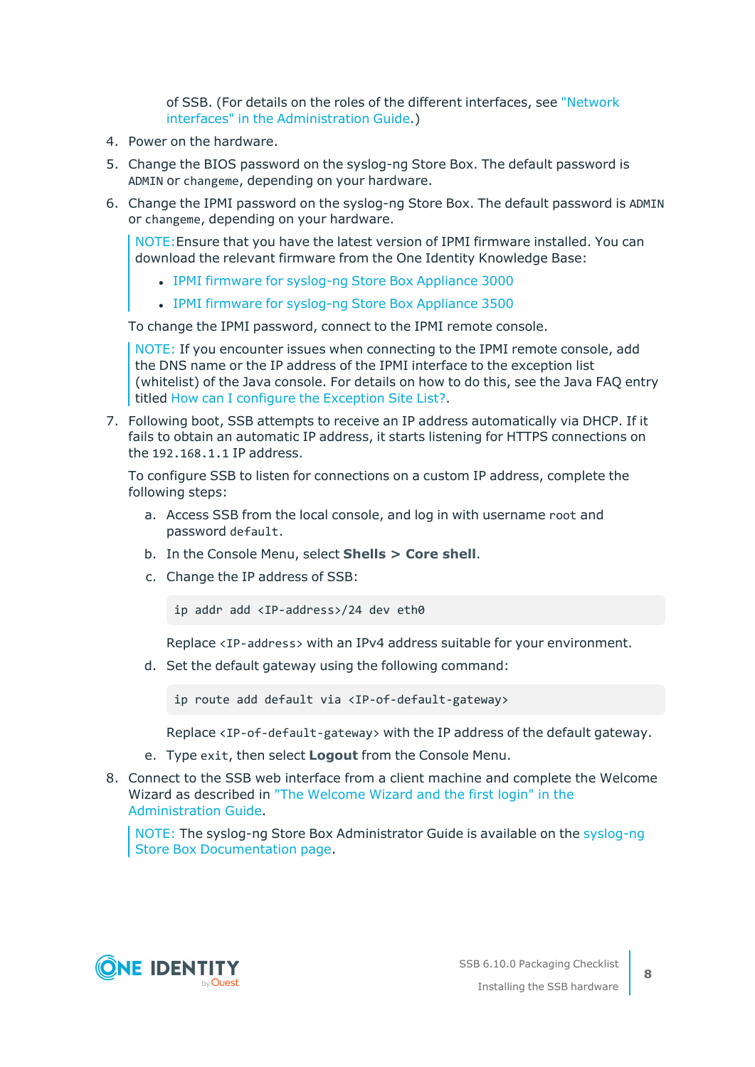of SSB. (For details on the roles of the different interfaces, see "Network interfaces" in the Administration Guide.)

4. Power on the hardware.
5. Change the BIOS password on the syslog-ng Store Box. The default password is `ADMIN` or `changeme`, depending on your hardware.
6. Change the IPMI password on the syslog-ng Store Box. The default password is `ADMIN` or `changeme`, depending on your hardware.

   NOTE: Ensure that you have the latest version of IPMI firmware installed. You can download the relevant firmware from the One Identity Knowledge Base:

   - IPMI firmware for syslog-ng Store Box Appliance 3000
   - IPMI firmware for syslog-ng Store Box Appliance 3500

   To change the IPMI password, connect to the IPMI remote console.

   NOTE: If you encounter issues when connecting to the IPMI remote console, add the DNS name or the IP address of the IPMI interface to the exception list (whitelist) of the Java console. For details on how to do this, see the Java FAQ entry titled How can I configure the Exception Site List?.

7. Following boot, SSB attempts to receive an IP address automatically via DHCP. If it fails to obtain an automatic IP address, it starts listening for HTTPS connections on the `192.168.1.1` IP address.

   To configure SSB to listen for connections on a custom IP address, complete the following steps:

   a. Access SSB from the local console, and log in with username `root` and password `default`.
   b. In the Console Menu, select **Shells > Core shell**.
   c. Change the IP address of SSB:

      ```
      ip addr add <IP-address>/24 dev eth0
      ```

      Replace `<IP-address>` with an IPv4 address suitable for your environment.
   d. Set the default gateway using the following command:

      ```
      ip route add default via <IP-of-default-gateway>
      ```

      Replace `<IP-of-default-gateway>` with the IP address of the default gateway.
   e. Type `exit`, then select **Logout** from the Console Menu.

8. Connect to the SSB web interface from a client machine and complete the Welcome Wizard as described in "The Welcome Wizard and the first login" in the Administration Guide.

   NOTE: The syslog-ng Store Box Administrator Guide is available on the syslog-ng Store Box Documentation page.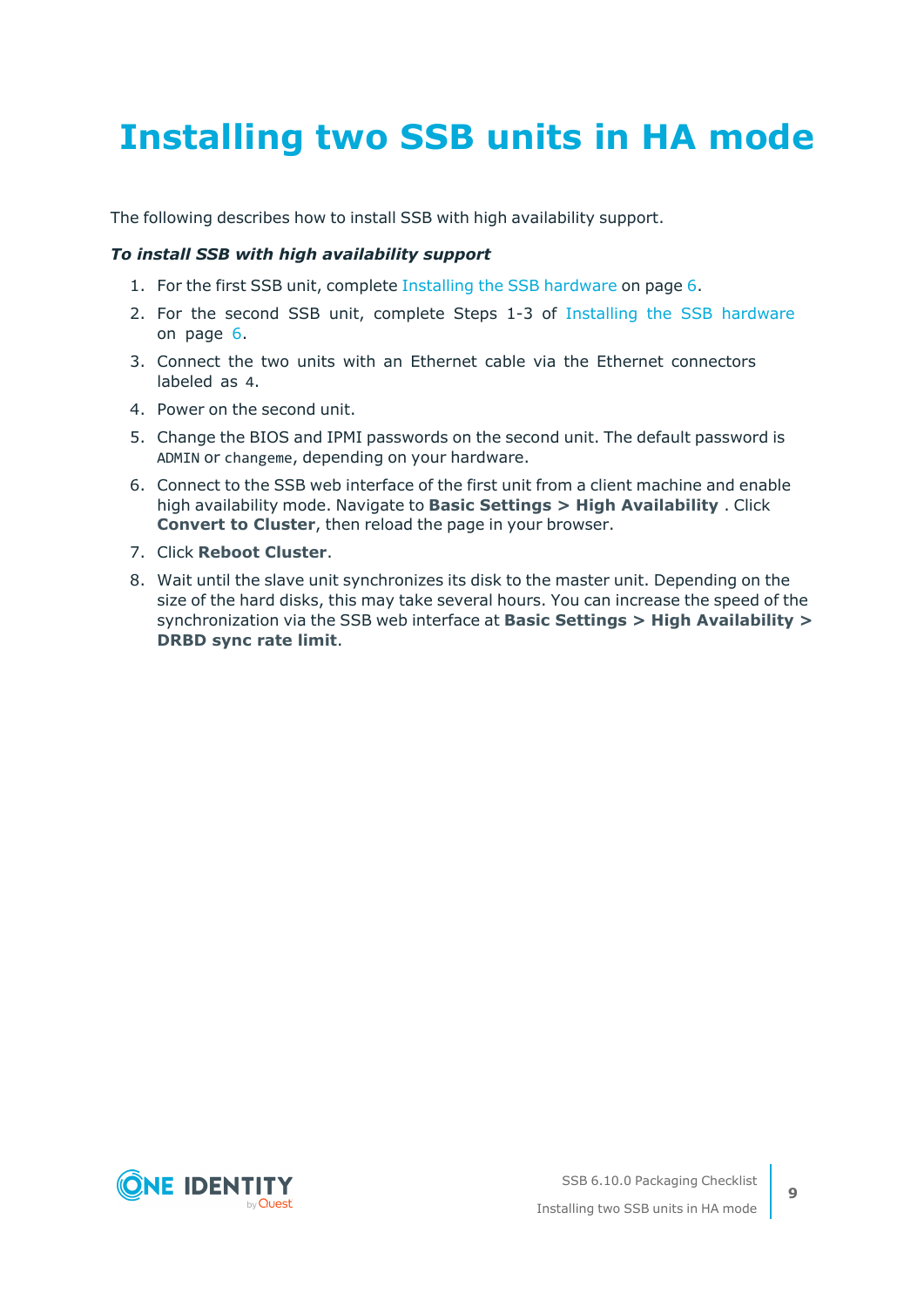# Installing two SSB units in HA mode

The following describes how to install SSB with high availability support.

***To install SSB with high availability support***

1. For the first SSB unit, complete Installing the SSB hardware on page 6.
2. For the second SSB unit, complete Steps 1-3 of Installing the SSB hardware on page 6.
3. Connect the two units with an Ethernet cable via the Ethernet connectors labeled as `4`.
4. Power on the second unit.
5. Change the BIOS and IPMI passwords on the second unit. The default password is `ADMIN` or `changeme`, depending on your hardware.
6. Connect to the SSB web interface of the first unit from a client machine and enable high availability mode. Navigate to **Basic Settings > High Availability** . Click **Convert to Cluster**, then reload the page in your browser.
7. Click **Reboot Cluster**.
8. Wait until the slave unit synchronizes its disk to the master unit. Depending on the size of the hard disks, this may take several hours. You can increase the speed of the synchronization via the SSB web interface at **Basic Settings > High Availability > DRBD sync rate limit**.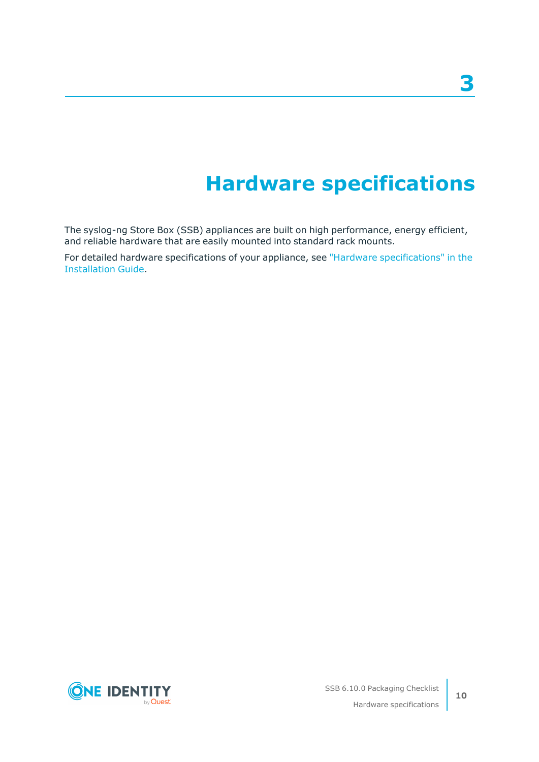# 3 Hardware specifications

The syslog-ng Store Box (SSB) appliances are built on high performance, energy efficient, and reliable hardware that are easily mounted into standard rack mounts.

For detailed hardware specifications of your appliance, see "Hardware specifications" in the Installation Guide.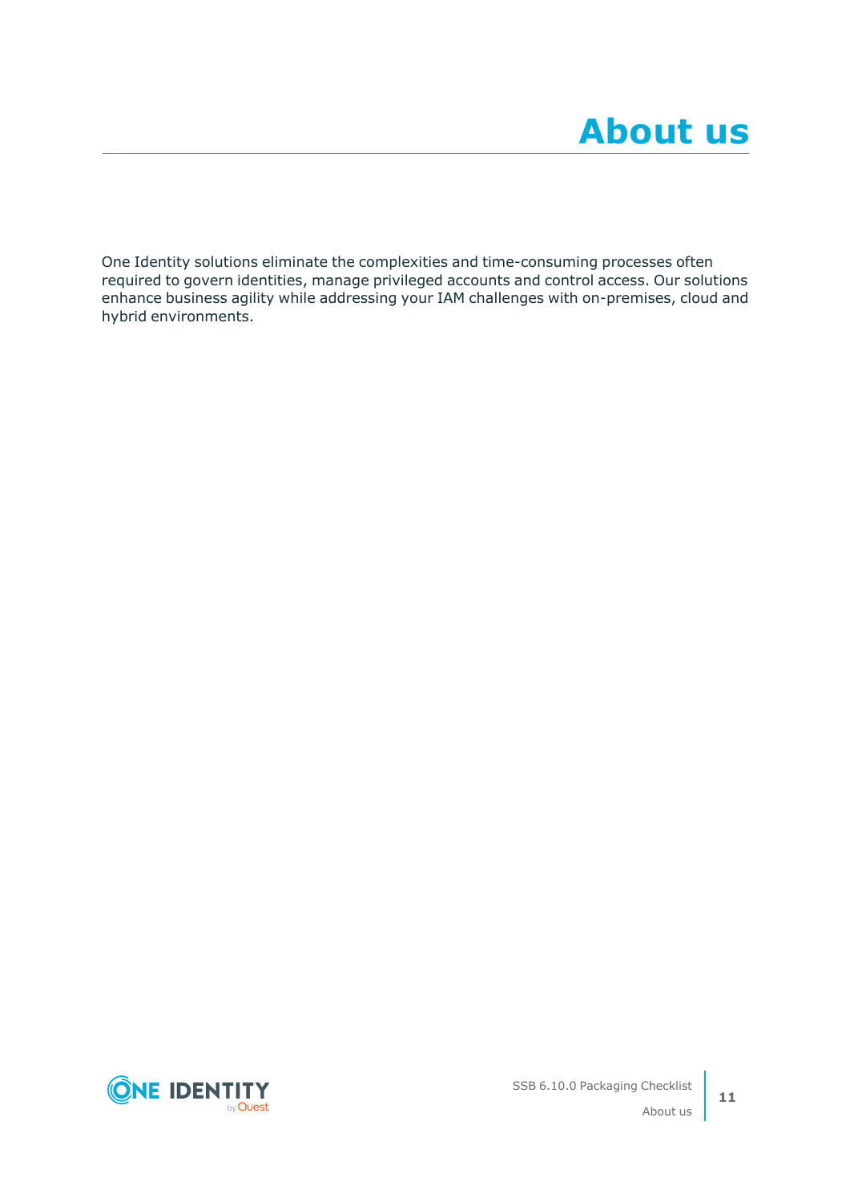# About us

One Identity solutions eliminate the complexities and time-consuming processes often required to govern identities, manage privileged accounts and control access. Our solutions enhance business agility while addressing your IAM challenges with on-premises, cloud and hybrid environments.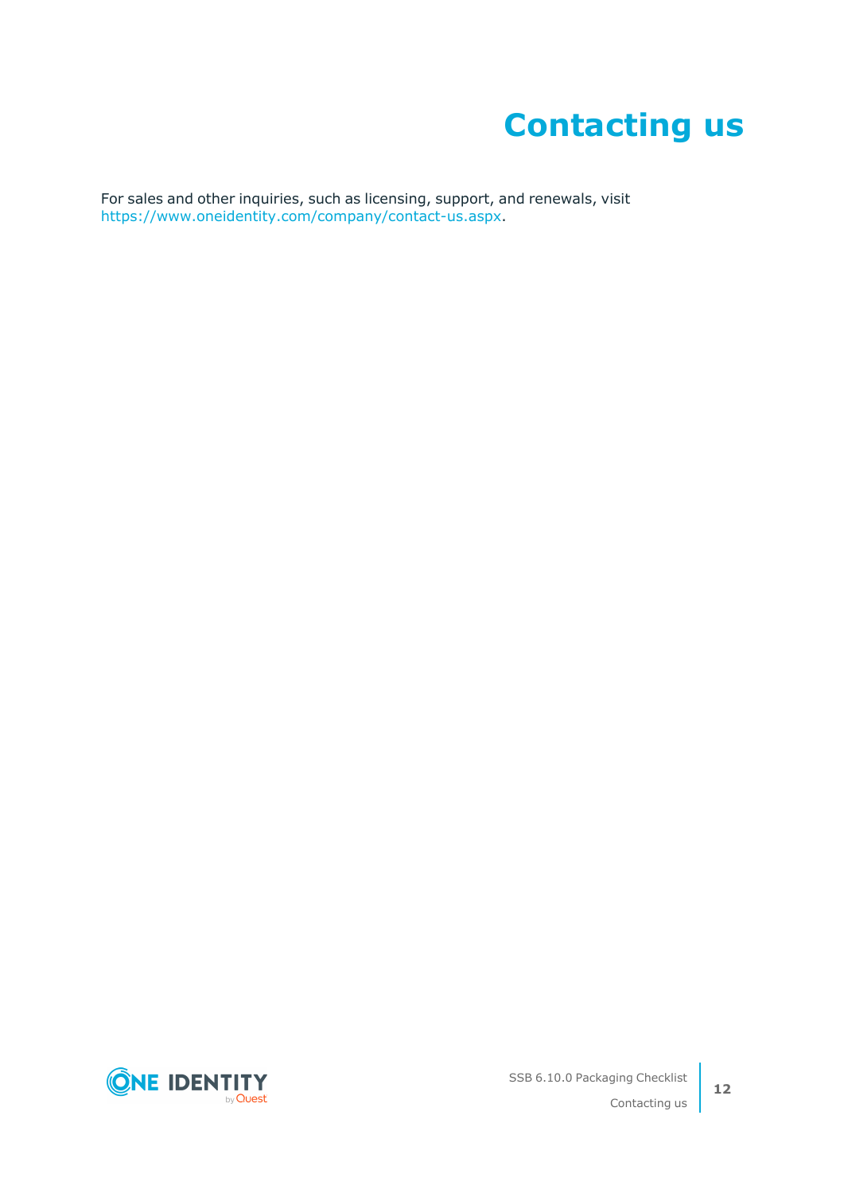# Contacting us

For sales and other inquiries, such as licensing, support, and renewals, visit https://www.oneidentity.com/company/contact-us.aspx.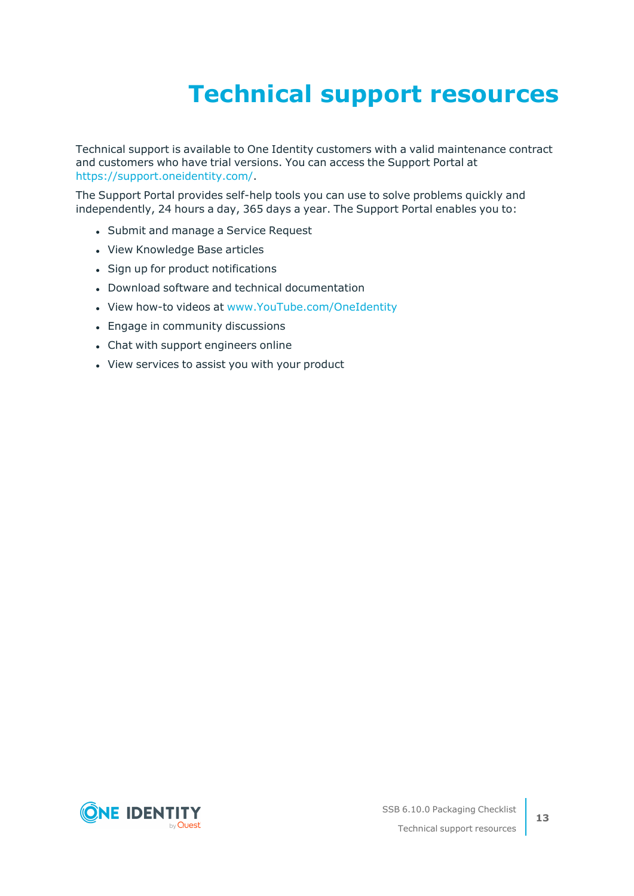# Technical support resources

Technical support is available to One Identity customers with a valid maintenance contract and customers who have trial versions. You can access the Support Portal at https://support.oneidentity.com/.

The Support Portal provides self-help tools you can use to solve problems quickly and independently, 24 hours a day, 365 days a year. The Support Portal enables you to:

- Submit and manage a Service Request
- View Knowledge Base articles
- Sign up for product notifications
- Download software and technical documentation
- View how-to videos at www.YouTube.com/OneIdentity
- Engage in community discussions
- Chat with support engineers online
- View services to assist you with your product